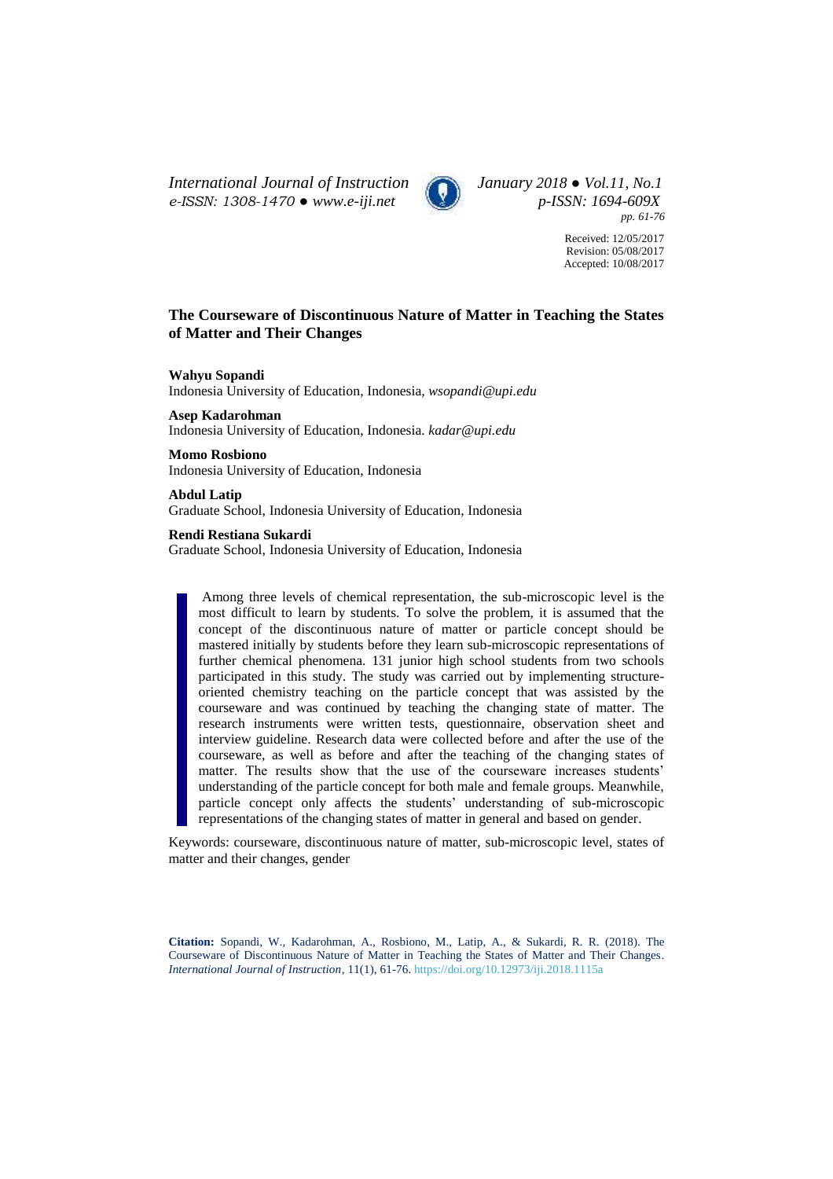Received: 12/05/2017
Revision: 05/08/2017
Accepted: 10/08/2017

# The Courseware of Discontinuous Nature of Matter in Teaching the States of Matter and Their Changes

**Wahyu Sopandi**
Indonesia University of Education, Indonesia, *wsopandi@upi.edu*

**Asep Kadarohman**
Indonesia University of Education, Indonesia. *kadar@upi.edu*

**Momo Rosbiono**
Indonesia University of Education, Indonesia

**Abdul Latip**
Graduate School, Indonesia University of Education, Indonesia

**Rendi Restiana Sukardi**
Graduate School, Indonesia University of Education, Indonesia

Among three levels of chemical representation, the sub-microscopic level is the most difficult to learn by students. To solve the problem, it is assumed that the concept of the discontinuous nature of matter or particle concept should be mastered initially by students before they learn sub-microscopic representations of further chemical phenomena. 131 junior high school students from two schools participated in this study. The study was carried out by implementing structure-oriented chemistry teaching on the particle concept that was assisted by the courseware and was continued by teaching the changing state of matter. The research instruments were written tests, questionnaire, observation sheet and interview guideline. Research data were collected before and after the use of the courseware, as well as before and after the teaching of the changing states of matter. The results show that the use of the courseware increases students' understanding of the particle concept for both male and female groups. Meanwhile, particle concept only affects the students' understanding of sub-microscopic representations of the changing states of matter in general and based on gender.

Keywords: courseware, discontinuous nature of matter, sub-microscopic level, states of matter and their changes, gender

**Citation:** Sopandi, W., Kadarohman, A., Rosbiono, M., Latip, A., & Sukardi, R. R. (2018). The Courseware of Discontinuous Nature of Matter in Teaching the States of Matter and Their Changes. *International Journal of Instruction*, 11(1), 61-76. https://doi.org/10.12973/iji.2018.1115a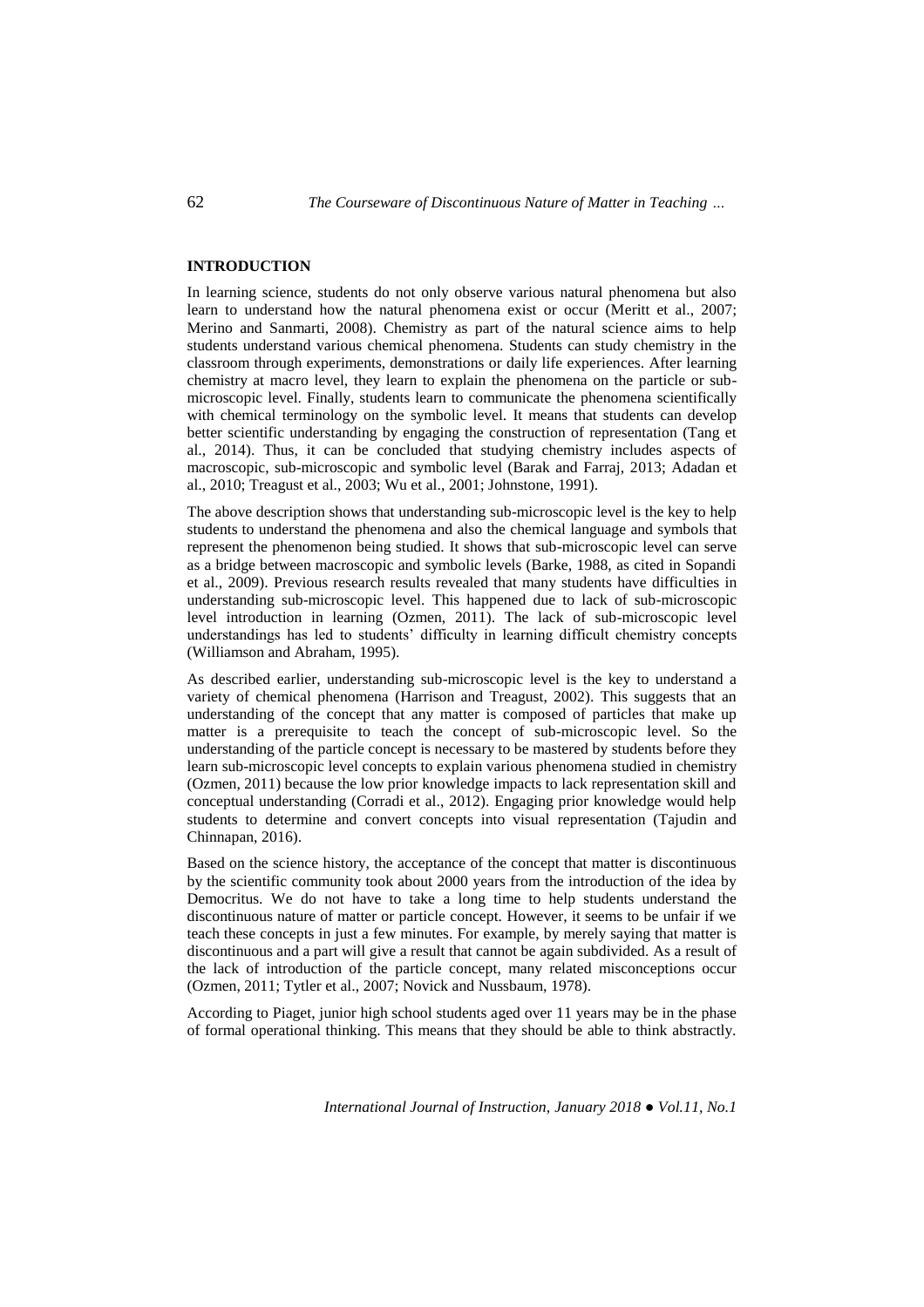## INTRODUCTION

In learning science, students do not only observe various natural phenomena but also learn to understand how the natural phenomena exist or occur (Meritt et al., 2007; Merino and Sanmarti, 2008). Chemistry as part of the natural science aims to help students understand various chemical phenomena. Students can study chemistry in the classroom through experiments, demonstrations or daily life experiences. After learning chemistry at macro level, they learn to explain the phenomena on the particle or sub-microscopic level. Finally, students learn to communicate the phenomena scientifically with chemical terminology on the symbolic level. It means that students can develop better scientific understanding by engaging the construction of representation (Tang et al., 2014). Thus, it can be concluded that studying chemistry includes aspects of macroscopic, sub-microscopic and symbolic level (Barak and Farraj, 2013; Adadan et al., 2010; Treagust et al., 2003; Wu et al., 2001; Johnstone, 1991).

The above description shows that understanding sub-microscopic level is the key to help students to understand the phenomena and also the chemical language and symbols that represent the phenomenon being studied. It shows that sub-microscopic level can serve as a bridge between macroscopic and symbolic levels (Barke, 1988, as cited in Sopandi et al., 2009). Previous research results revealed that many students have difficulties in understanding sub-microscopic level. This happened due to lack of sub-microscopic level introduction in learning (Ozmen, 2011). The lack of sub-microscopic level understandings has led to students' difficulty in learning difficult chemistry concepts (Williamson and Abraham, 1995).

As described earlier, understanding sub-microscopic level is the key to understand a variety of chemical phenomena (Harrison and Treagust, 2002). This suggests that an understanding of the concept that any matter is composed of particles that make up matter is a prerequisite to teach the concept of sub-microscopic level. So the understanding of the particle concept is necessary to be mastered by students before they learn sub-microscopic level concepts to explain various phenomena studied in chemistry (Ozmen, 2011) because the low prior knowledge impacts to lack representation skill and conceptual understanding (Corradi et al., 2012). Engaging prior knowledge would help students to determine and convert concepts into visual representation (Tajudin and Chinnapan, 2016).

Based on the science history, the acceptance of the concept that matter is discontinuous by the scientific community took about 2000 years from the introduction of the idea by Democritus. We do not have to take a long time to help students understand the discontinuous nature of matter or particle concept. However, it seems to be unfair if we teach these concepts in just a few minutes. For example, by merely saying that matter is discontinuous and a part will give a result that cannot be again subdivided. As a result of the lack of introduction of the particle concept, many related misconceptions occur (Ozmen, 2011; Tytler et al., 2007; Novick and Nussbaum, 1978).

According to Piaget, junior high school students aged over 11 years may be in the phase of formal operational thinking. This means that they should be able to think abstractly.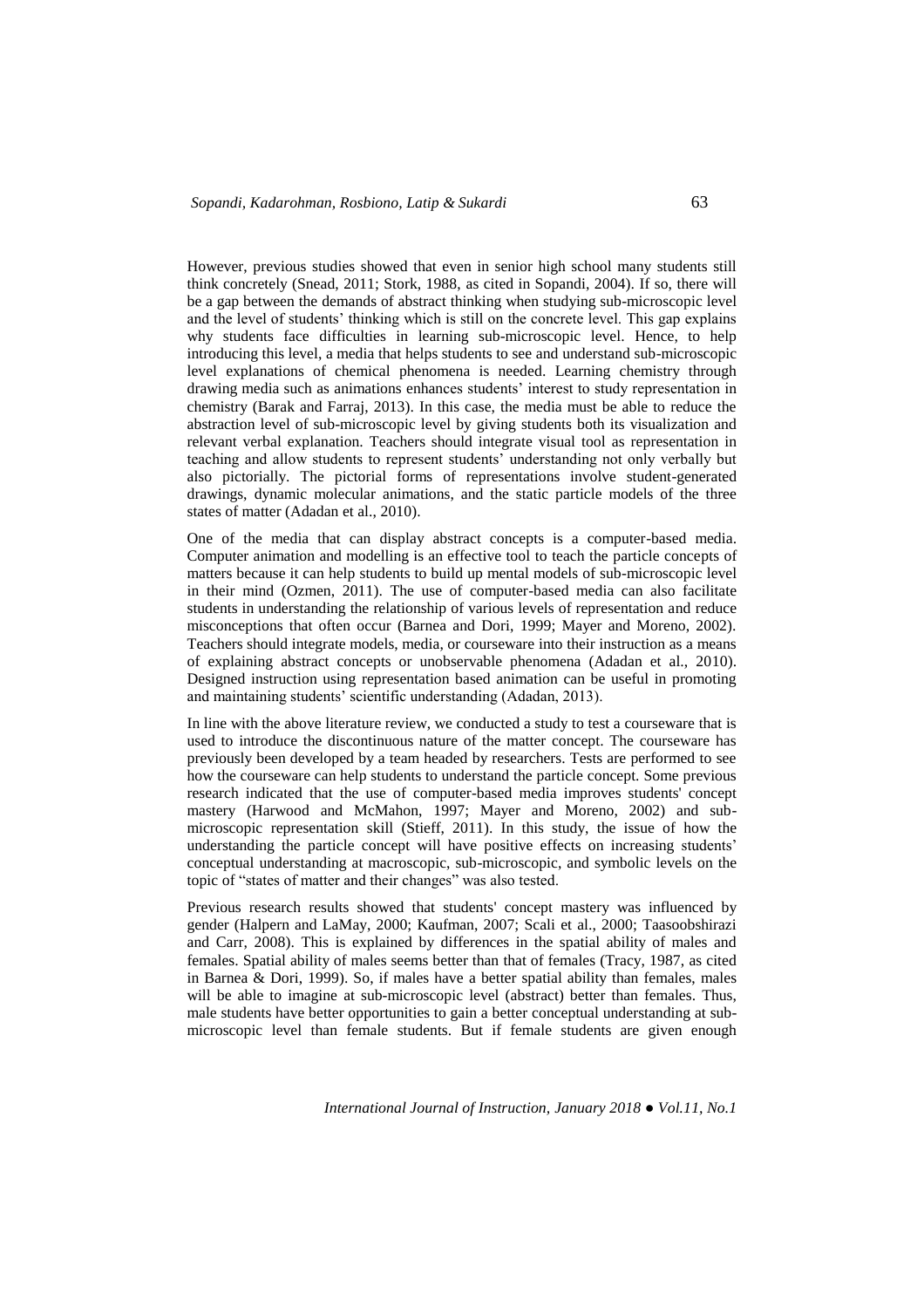However, previous studies showed that even in senior high school many students still think concretely (Snead, 2011; Stork, 1988, as cited in Sopandi, 2004). If so, there will be a gap between the demands of abstract thinking when studying sub-microscopic level and the level of students' thinking which is still on the concrete level. This gap explains why students face difficulties in learning sub-microscopic level. Hence, to help introducing this level, a media that helps students to see and understand sub-microscopic level explanations of chemical phenomena is needed. Learning chemistry through drawing media such as animations enhances students' interest to study representation in chemistry (Barak and Farraj, 2013). In this case, the media must be able to reduce the abstraction level of sub-microscopic level by giving students both its visualization and relevant verbal explanation. Teachers should integrate visual tool as representation in teaching and allow students to represent students' understanding not only verbally but also pictorially. The pictorial forms of representations involve student-generated drawings, dynamic molecular animations, and the static particle models of the three states of matter (Adadan et al., 2010).

One of the media that can display abstract concepts is a computer-based media. Computer animation and modelling is an effective tool to teach the particle concepts of matters because it can help students to build up mental models of sub-microscopic level in their mind (Ozmen, 2011). The use of computer-based media can also facilitate students in understanding the relationship of various levels of representation and reduce misconceptions that often occur (Barnea and Dori, 1999; Mayer and Moreno, 2002). Teachers should integrate models, media, or courseware into their instruction as a means of explaining abstract concepts or unobservable phenomena (Adadan et al., 2010). Designed instruction using representation based animation can be useful in promoting and maintaining students' scientific understanding (Adadan, 2013).

In line with the above literature review, we conducted a study to test a courseware that is used to introduce the discontinuous nature of the matter concept. The courseware has previously been developed by a team headed by researchers. Tests are performed to see how the courseware can help students to understand the particle concept. Some previous research indicated that the use of computer-based media improves students' concept mastery (Harwood and McMahon, 1997; Mayer and Moreno, 2002) and sub-microscopic representation skill (Stieff, 2011). In this study, the issue of how the understanding the particle concept will have positive effects on increasing students' conceptual understanding at macroscopic, sub-microscopic, and symbolic levels on the topic of "states of matter and their changes" was also tested.

Previous research results showed that students' concept mastery was influenced by gender (Halpern and LaMay, 2000; Kaufman, 2007; Scali et al., 2000; Taasoobshirazi and Carr, 2008). This is explained by differences in the spatial ability of males and females. Spatial ability of males seems better than that of females (Tracy, 1987, as cited in Barnea & Dori, 1999). So, if males have a better spatial ability than females, males will be able to imagine at sub-microscopic level (abstract) better than females. Thus, male students have better opportunities to gain a better conceptual understanding at sub-microscopic level than female students. But if female students are given enough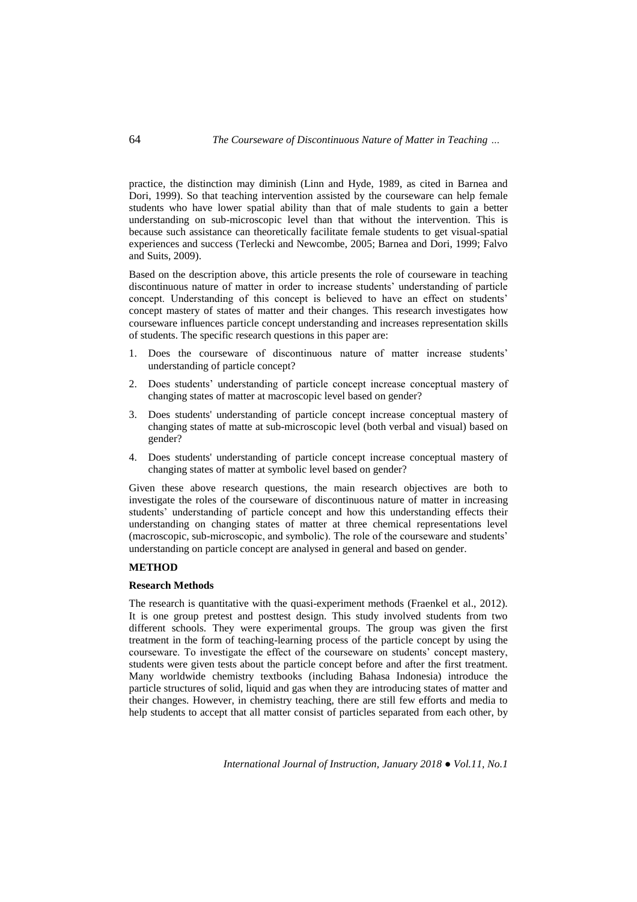practice, the distinction may diminish (Linn and Hyde, 1989, as cited in Barnea and Dori, 1999). So that teaching intervention assisted by the courseware can help female students who have lower spatial ability than that of male students to gain a better understanding on sub-microscopic level than that without the intervention. This is because such assistance can theoretically facilitate female students to get visual-spatial experiences and success (Terlecki and Newcombe, 2005; Barnea and Dori, 1999; Falvo and Suits, 2009).

Based on the description above, this article presents the role of courseware in teaching discontinuous nature of matter in order to increase students' understanding of particle concept. Understanding of this concept is believed to have an effect on students' concept mastery of states of matter and their changes. This research investigates how courseware influences particle concept understanding and increases representation skills of students. The specific research questions in this paper are:

1. Does the courseware of discontinuous nature of matter increase students' understanding of particle concept?
2. Does students' understanding of particle concept increase conceptual mastery of changing states of matter at macroscopic level based on gender?
3. Does students' understanding of particle concept increase conceptual mastery of changing states of matte at sub-microscopic level (both verbal and visual) based on gender?
4. Does students' understanding of particle concept increase conceptual mastery of changing states of matter at symbolic level based on gender?

Given these above research questions, the main research objectives are both to investigate the roles of the courseware of discontinuous nature of matter in increasing students' understanding of particle concept and how this understanding effects their understanding on changing states of matter at three chemical representations level (macroscopic, sub-microscopic, and symbolic). The role of the courseware and students' understanding on particle concept are analysed in general and based on gender.

## METHOD

### Research Methods

The research is quantitative with the quasi-experiment methods (Fraenkel et al., 2012). It is one group pretest and posttest design. This study involved students from two different schools. They were experimental groups. The group was given the first treatment in the form of teaching-learning process of the particle concept by using the courseware. To investigate the effect of the courseware on students' concept mastery, students were given tests about the particle concept before and after the first treatment. Many worldwide chemistry textbooks (including Bahasa Indonesia) introduce the particle structures of solid, liquid and gas when they are introducing states of matter and their changes. However, in chemistry teaching, there are still few efforts and media to help students to accept that all matter consist of particles separated from each other, by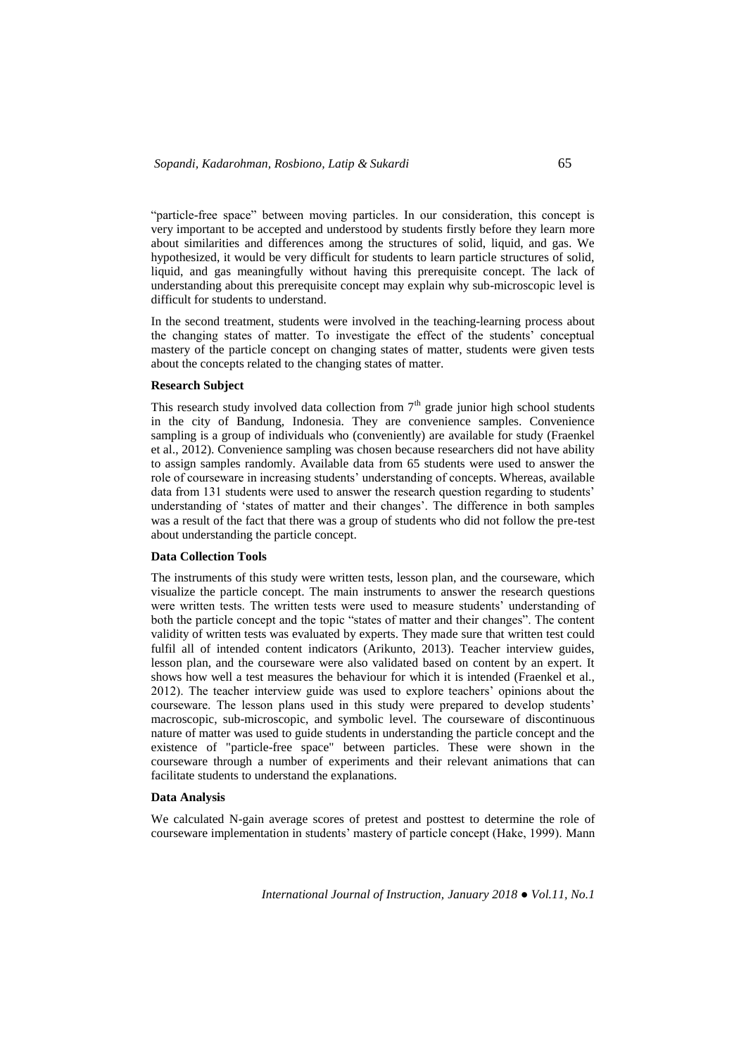"particle-free space" between moving particles. In our consideration, this concept is very important to be accepted and understood by students firstly before they learn more about similarities and differences among the structures of solid, liquid, and gas. We hypothesized, it would be very difficult for students to learn particle structures of solid, liquid, and gas meaningfully without having this prerequisite concept. The lack of understanding about this prerequisite concept may explain why sub-microscopic level is difficult for students to understand.

In the second treatment, students were involved in the teaching-learning process about the changing states of matter. To investigate the effect of the students' conceptual mastery of the particle concept on changing states of matter, students were given tests about the concepts related to the changing states of matter.

**Research Subject**

This research study involved data collection from 7th grade junior high school students in the city of Bandung, Indonesia. They are convenience samples. Convenience sampling is a group of individuals who (conveniently) are available for study (Fraenkel et al., 2012). Convenience sampling was chosen because researchers did not have ability to assign samples randomly. Available data from 65 students were used to answer the role of courseware in increasing students' understanding of concepts. Whereas, available data from 131 students were used to answer the research question regarding to students' understanding of 'states of matter and their changes'. The difference in both samples was a result of the fact that there was a group of students who did not follow the pre-test about understanding the particle concept.

**Data Collection Tools**

The instruments of this study were written tests, lesson plan, and the courseware, which visualize the particle concept. The main instruments to answer the research questions were written tests. The written tests were used to measure students' understanding of both the particle concept and the topic "states of matter and their changes". The content validity of written tests was evaluated by experts. They made sure that written test could fulfil all of intended content indicators (Arikunto, 2013). Teacher interview guides, lesson plan, and the courseware were also validated based on content by an expert. It shows how well a test measures the behaviour for which it is intended (Fraenkel et al., 2012). The teacher interview guide was used to explore teachers' opinions about the courseware. The lesson plans used in this study were prepared to develop students' macroscopic, sub-microscopic, and symbolic level. The courseware of discontinuous nature of matter was used to guide students in understanding the particle concept and the existence of "particle-free space" between particles. These were shown in the courseware through a number of experiments and their relevant animations that can facilitate students to understand the explanations.

**Data Analysis**

We calculated N-gain average scores of pretest and posttest to determine the role of courseware implementation in students' mastery of particle concept (Hake, 1999). Mann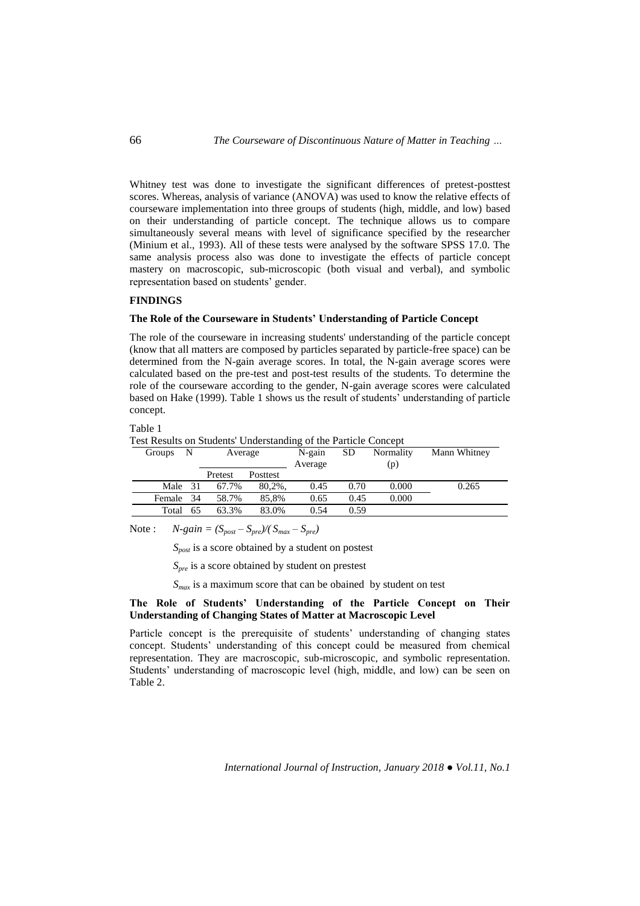Whitney test was done to investigate the significant differences of pretest-posttest scores. Whereas, analysis of variance (ANOVA) was used to know the relative effects of courseware implementation into three groups of students (high, middle, and low) based on their understanding of particle concept. The technique allows us to compare simultaneously several means with level of significance specified by the researcher (Minium et al., 1993). All of these tests were analysed by the software SPSS 17.0. The same analysis process also was done to investigate the effects of particle concept mastery on macroscopic, sub-microscopic (both visual and verbal), and symbolic representation based on students' gender.

## FINDINGS

### The Role of the Courseware in Students' Understanding of Particle Concept

The role of the courseware in increasing students' understanding of the particle concept (know that all matters are composed by particles separated by particle-free space) can be determined from the N-gain average scores. In total, the N-gain average scores were calculated based on the pre-test and post-test results of the students. To determine the role of the courseware according to the gender, N-gain average scores were calculated based on Hake (1999). Table 1 shows us the result of students' understanding of particle concept.

Table 1

Test Results on Students' Understanding of the Particle Concept

| Groups | N | Average | | N-gain Average | SD | Normality (p) | Mann Whitney |
|---|---|---|---|---|---|---|---|
| | | Pretest | Posttest | | | | |
| Male | 31 | 67.7% | 80,2%, | 0.45 | 0.70 | 0.000 | 0.265 |
| Female | 34 | 58.7% | 85,8% | 0.65 | 0.45 | 0.000 | |
| Total | 65 | 63.3% | 83.0% | 0.54 | 0.59 | | |

Note : $N\text{-}gain = (S_{post} - S_{pre})/(S_{max} - S_{pre})$

$S_{post}$ is a score obtained by a student on postest

$S_{pre}$ is a score obtained by student on prestest

$S_{max}$ is a maximum score that can be obained by student on test

### The Role of Students' Understanding of the Particle Concept on Their Understanding of Changing States of Matter at Macroscopic Level

Particle concept is the prerequisite of students' understanding of changing states concept. Students' understanding of this concept could be measured from chemical representation. They are macroscopic, sub-microscopic, and symbolic representation. Students' understanding of macroscopic level (high, middle, and low) can be seen on Table 2.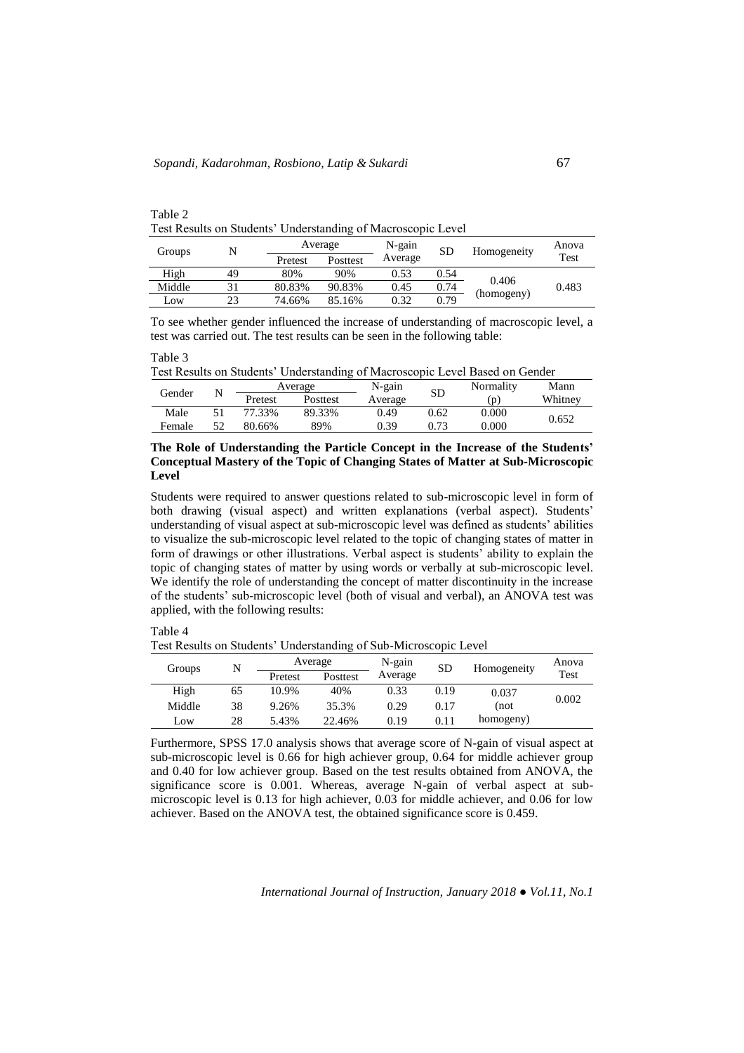Table 2

Test Results on Students' Understanding of Macroscopic Level

| Groups | N | Average | | N-gain Average | SD | Homogeneity | Anova Test |
|---|---|---|---|---|---|---|---|
| | | Pretest | Posttest | | | | |
| High | 49 | 80% | 90% | 0.53 | 0.54 | 0.406 (homogeny) | 0.483 |
| Middle | 31 | 80.83% | 90.83% | 0.45 | 0.74 | | |
| Low | 23 | 74.66% | 85.16% | 0.32 | 0.79 | | |

To see whether gender influenced the increase of understanding of macroscopic level, a test was carried out. The test results can be seen in the following table:

Table 3

Test Results on Students' Understanding of Macroscopic Level Based on Gender

| Gender | N | Average | | N-gain Average | SD | Normality (p) | Mann Whitney |
|---|---|---|---|---|---|---|---|
| | | Pretest | Posttest | | | | |
| Male | 51 | 77.33% | 89.33% | 0.49 | 0.62 | 0.000 | 0.652 |
| Female | 52 | 80.66% | 89% | 0.39 | 0.73 | 0.000 | |

### The Role of Understanding the Particle Concept in the Increase of the Students' Conceptual Mastery of the Topic of Changing States of Matter at Sub-Microscopic Level

Students were required to answer questions related to sub-microscopic level in form of both drawing (visual aspect) and written explanations (verbal aspect). Students' understanding of visual aspect at sub-microscopic level was defined as students' abilities to visualize the sub-microscopic level related to the topic of changing states of matter in form of drawings or other illustrations. Verbal aspect is students' ability to explain the topic of changing states of matter by using words or verbally at sub-microscopic level. We identify the role of understanding the concept of matter discontinuity in the increase of the students' sub-microscopic level (both of visual and verbal), an ANOVA test was applied, with the following results:

Table 4

Test Results on Students' Understanding of Sub-Microscopic Level

| Groups | N | Average | | N-gain Average | SD | Homogeneity | Anova Test |
|---|---|---|---|---|---|---|---|
| | | Pretest | Posttest | | | | |
| High | 65 | 10.9% | 40% | 0.33 | 0.19 | 0.037 (not homogeny) | 0.002 |
| Middle | 38 | 9.26% | 35.3% | 0.29 | 0.17 | | |
| Low | 28 | 5.43% | 22.46% | 0.19 | 0.11 | | |

Furthermore, SPSS 17.0 analysis shows that average score of N-gain of visual aspect at sub-microscopic level is 0.66 for high achiever group, 0.64 for middle achiever group and 0.40 for low achiever group. Based on the test results obtained from ANOVA, the significance score is 0.001. Whereas, average N-gain of verbal aspect at sub-microscopic level is 0.13 for high achiever, 0.03 for middle achiever, and 0.06 for low achiever. Based on the ANOVA test, the obtained significance score is 0.459.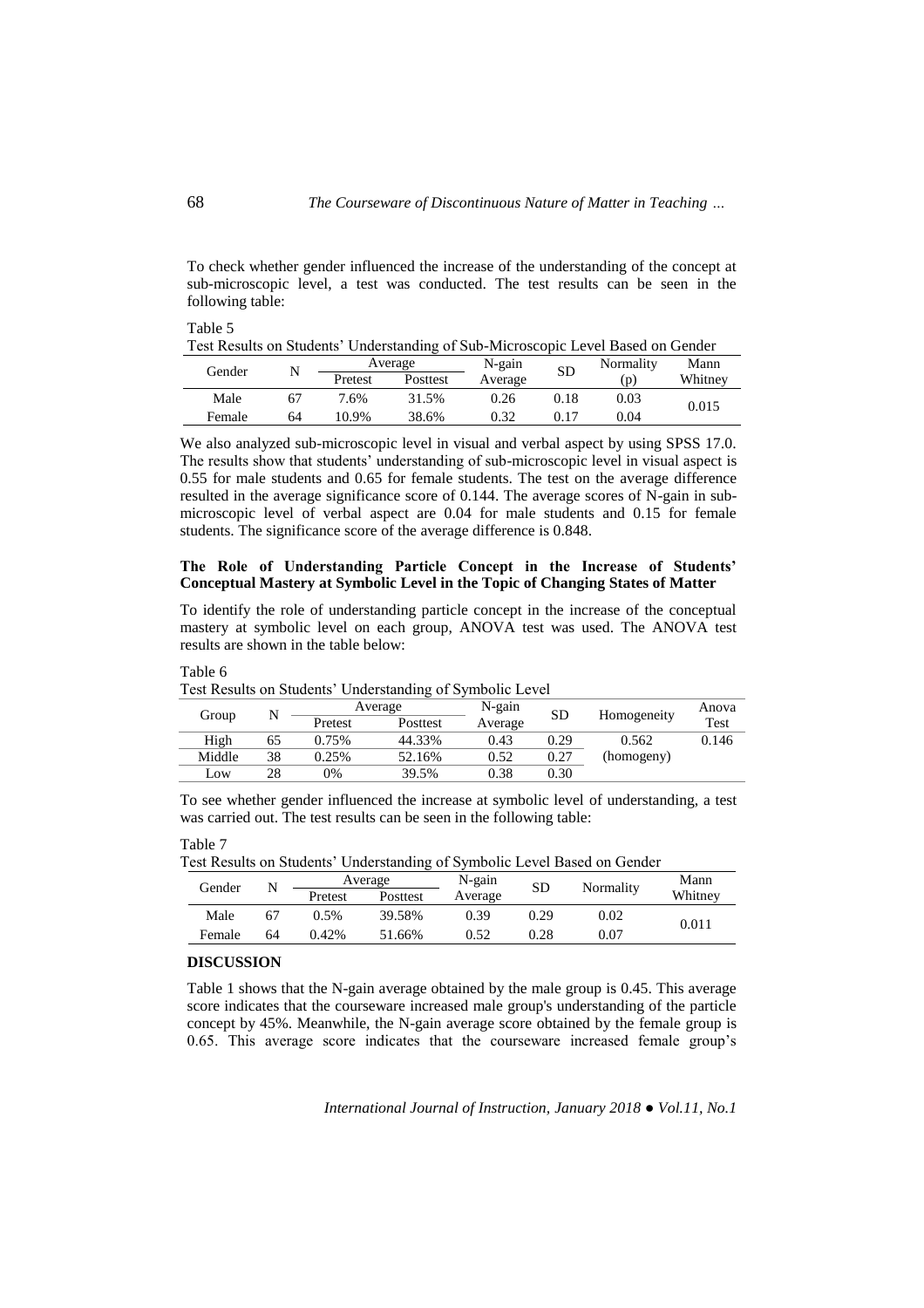To check whether gender influenced the increase of the understanding of the concept at sub-microscopic level, a test was conducted. The test results can be seen in the following table:

Table 5
Test Results on Students' Understanding of Sub-Microscopic Level Based on Gender

| Gender | N | Average | | N-gain Average | SD | Normality (p) | Mann Whitney |
|---|---|---|---|---|---|---|---|
| | | Pretest | Posttest | | | | |
| Male | 67 | 7.6% | 31.5% | 0.26 | 0.18 | 0.03 | 0.015 |
| Female | 64 | 10.9% | 38.6% | 0.32 | 0.17 | 0.04 | |

We also analyzed sub-microscopic level in visual and verbal aspect by using SPSS 17.0. The results show that students' understanding of sub-microscopic level in visual aspect is 0.55 for male students and 0.65 for female students. The test on the average difference resulted in the average significance score of 0.144. The average scores of N-gain in sub-microscopic level of verbal aspect are 0.04 for male students and 0.15 for female students. The significance score of the average difference is 0.848.

**The Role of Understanding Particle Concept in the Increase of Students' Conceptual Mastery at Symbolic Level in the Topic of Changing States of Matter**

To identify the role of understanding particle concept in the increase of the conceptual mastery at symbolic level on each group, ANOVA test was used. The ANOVA test results are shown in the table below:

Table 6
Test Results on Students' Understanding of Symbolic Level

| Group | N | Average | | N-gain Average | SD | Homogeneity | Anova Test |
|---|---|---|---|---|---|---|---|
| | | Pretest | Posttest | | | | |
| High | 65 | 0.75% | 44.33% | 0.43 | 0.29 | 0.562 (homogeny) | 0.146 |
| Middle | 38 | 0.25% | 52.16% | 0.52 | 0.27 | | |
| Low | 28 | 0% | 39.5% | 0.38 | 0.30 | | |

To see whether gender influenced the increase at symbolic level of understanding, a test was carried out. The test results can be seen in the following table:

Table 7
Test Results on Students' Understanding of Symbolic Level Based on Gender

| Gender | N | Average | | N-gain Average | SD | Normality | Mann Whitney |
|---|---|---|---|---|---|---|---|
| | | Pretest | Posttest | | | | |
| Male | 67 | 0.5% | 39.58% | 0.39 | 0.29 | 0.02 | 0.011 |
| Female | 64 | 0.42% | 51.66% | 0.52 | 0.28 | 0.07 | |

## DISCUSSION

Table 1 shows that the N-gain average obtained by the male group is 0.45. This average score indicates that the courseware increased male group's understanding of the particle concept by 45%. Meanwhile, the N-gain average score obtained by the female group is 0.65. This average score indicates that the courseware increased female group's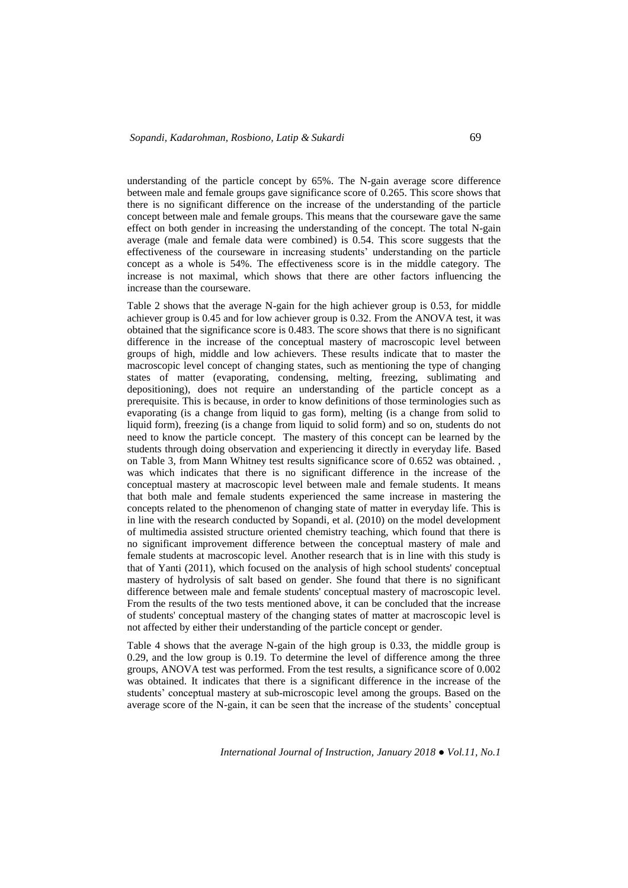understanding of the particle concept by 65%. The N-gain average score difference between male and female groups gave significance score of 0.265. This score shows that there is no significant difference on the increase of the understanding of the particle concept between male and female groups. This means that the courseware gave the same effect on both gender in increasing the understanding of the concept. The total N-gain average (male and female data were combined) is 0.54. This score suggests that the effectiveness of the courseware in increasing students' understanding on the particle concept as a whole is 54%. The effectiveness score is in the middle category. The increase is not maximal, which shows that there are other factors influencing the increase than the courseware.

Table 2 shows that the average N-gain for the high achiever group is 0.53, for middle achiever group is 0.45 and for low achiever group is 0.32. From the ANOVA test, it was obtained that the significance score is 0.483. The score shows that there is no significant difference in the increase of the conceptual mastery of macroscopic level between groups of high, middle and low achievers. These results indicate that to master the macroscopic level concept of changing states, such as mentioning the type of changing states of matter (evaporating, condensing, melting, freezing, sublimating and depositioning), does not require an understanding of the particle concept as a prerequisite. This is because, in order to know definitions of those terminologies such as evaporating (is a change from liquid to gas form), melting (is a change from solid to liquid form), freezing (is a change from liquid to solid form) and so on, students do not need to know the particle concept. The mastery of this concept can be learned by the students through doing observation and experiencing it directly in everyday life. Based on Table 3, from Mann Whitney test results significance score of 0.652 was obtained. , was which indicates that there is no significant difference in the increase of the conceptual mastery at macroscopic level between male and female students. It means that both male and female students experienced the same increase in mastering the concepts related to the phenomenon of changing state of matter in everyday life. This is in line with the research conducted by Sopandi, et al. (2010) on the model development of multimedia assisted structure oriented chemistry teaching, which found that there is no significant improvement difference between the conceptual mastery of male and female students at macroscopic level. Another research that is in line with this study is that of Yanti (2011), which focused on the analysis of high school students' conceptual mastery of hydrolysis of salt based on gender. She found that there is no significant difference between male and female students' conceptual mastery of macroscopic level. From the results of the two tests mentioned above, it can be concluded that the increase of students' conceptual mastery of the changing states of matter at macroscopic level is not affected by either their understanding of the particle concept or gender.

Table 4 shows that the average N-gain of the high group is 0.33, the middle group is 0.29, and the low group is 0.19. To determine the level of difference among the three groups, ANOVA test was performed. From the test results, a significance score of 0.002 was obtained. It indicates that there is a significant difference in the increase of the students' conceptual mastery at sub-microscopic level among the groups. Based on the average score of the N-gain, it can be seen that the increase of the students' conceptual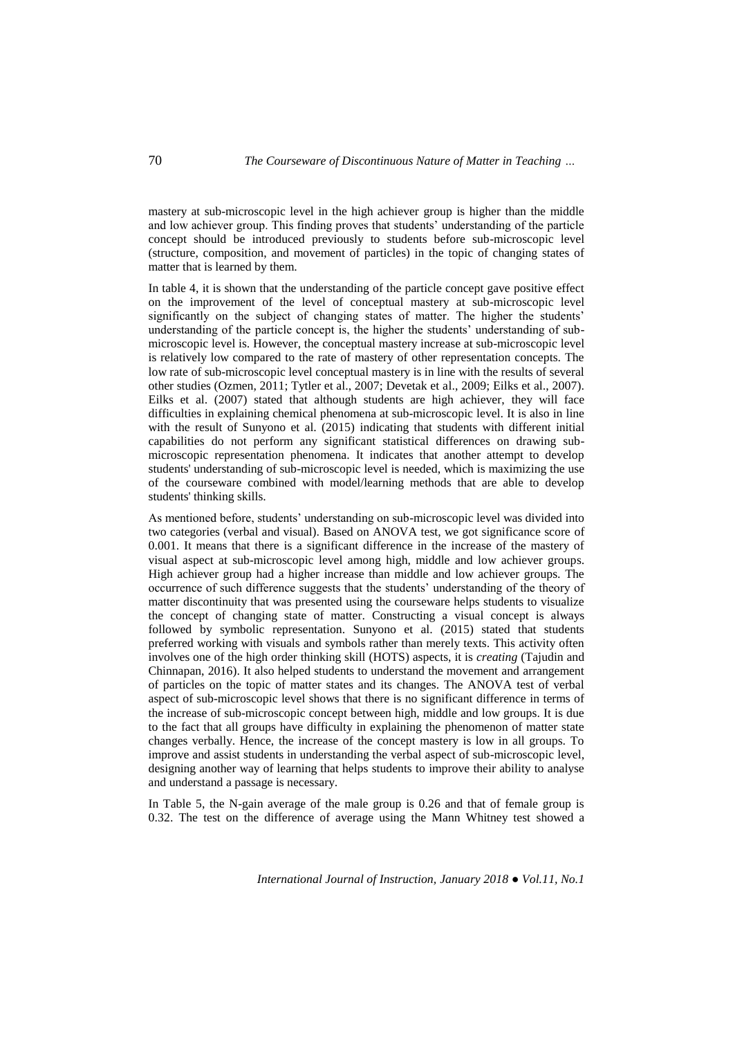mastery at sub-microscopic level in the high achiever group is higher than the middle and low achiever group. This finding proves that students' understanding of the particle concept should be introduced previously to students before sub-microscopic level (structure, composition, and movement of particles) in the topic of changing states of matter that is learned by them.

In table 4, it is shown that the understanding of the particle concept gave positive effect on the improvement of the level of conceptual mastery at sub-microscopic level significantly on the subject of changing states of matter. The higher the students' understanding of the particle concept is, the higher the students' understanding of sub-microscopic level is. However, the conceptual mastery increase at sub-microscopic level is relatively low compared to the rate of mastery of other representation concepts. The low rate of sub-microscopic level conceptual mastery is in line with the results of several other studies (Ozmen, 2011; Tytler et al., 2007; Devetak et al., 2009; Eilks et al., 2007). Eilks et al. (2007) stated that although students are high achiever, they will face difficulties in explaining chemical phenomena at sub-microscopic level. It is also in line with the result of Sunyono et al. (2015) indicating that students with different initial capabilities do not perform any significant statistical differences on drawing sub-microscopic representation phenomena. It indicates that another attempt to develop students' understanding of sub-microscopic level is needed, which is maximizing the use of the courseware combined with model/learning methods that are able to develop students' thinking skills.

As mentioned before, students' understanding on sub-microscopic level was divided into two categories (verbal and visual). Based on ANOVA test, we got significance score of 0.001. It means that there is a significant difference in the increase of the mastery of visual aspect at sub-microscopic level among high, middle and low achiever groups. High achiever group had a higher increase than middle and low achiever groups. The occurrence of such difference suggests that the students' understanding of the theory of matter discontinuity that was presented using the courseware helps students to visualize the concept of changing state of matter. Constructing a visual concept is always followed by symbolic representation. Sunyono et al. (2015) stated that students preferred working with visuals and symbols rather than merely texts. This activity often involves one of the high order thinking skill (HOTS) aspects, it is *creating* (Tajudin and Chinnapan, 2016). It also helped students to understand the movement and arrangement of particles on the topic of matter states and its changes. The ANOVA test of verbal aspect of sub-microscopic level shows that there is no significant difference in terms of the increase of sub-microscopic concept between high, middle and low groups. It is due to the fact that all groups have difficulty in explaining the phenomenon of matter state changes verbally. Hence, the increase of the concept mastery is low in all groups. To improve and assist students in understanding the verbal aspect of sub-microscopic level, designing another way of learning that helps students to improve their ability to analyse and understand a passage is necessary.

In Table 5, the N-gain average of the male group is 0.26 and that of female group is 0.32. The test on the difference of average using the Mann Whitney test showed a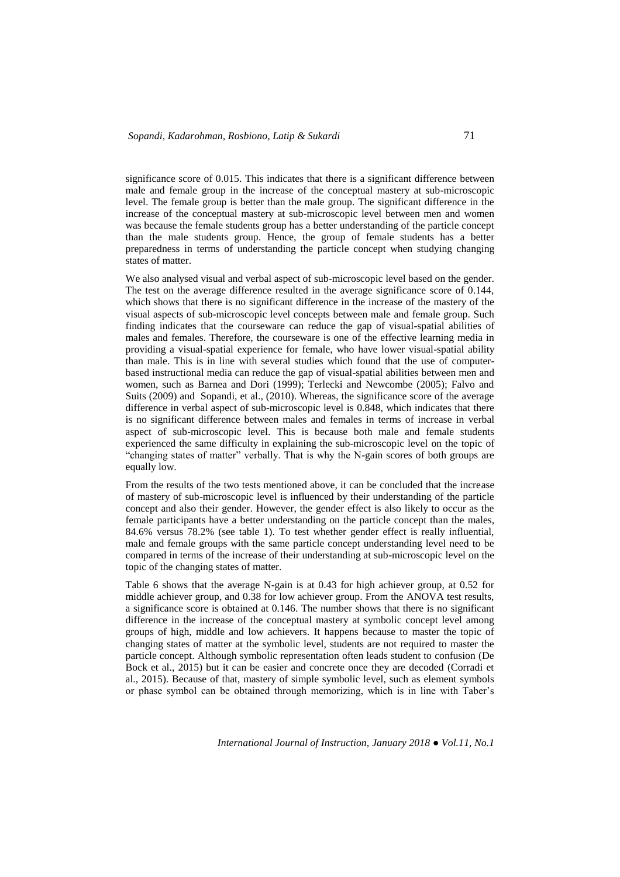significance score of 0.015. This indicates that there is a significant difference between male and female group in the increase of the conceptual mastery at sub-microscopic level. The female group is better than the male group. The significant difference in the increase of the conceptual mastery at sub-microscopic level between men and women was because the female students group has a better understanding of the particle concept than the male students group. Hence, the group of female students has a better preparedness in terms of understanding the particle concept when studying changing states of matter.

We also analysed visual and verbal aspect of sub-microscopic level based on the gender. The test on the average difference resulted in the average significance score of 0.144, which shows that there is no significant difference in the increase of the mastery of the visual aspects of sub-microscopic level concepts between male and female group. Such finding indicates that the courseware can reduce the gap of visual-spatial abilities of males and females. Therefore, the courseware is one of the effective learning media in providing a visual-spatial experience for female, who have lower visual-spatial ability than male. This is in line with several studies which found that the use of computer-based instructional media can reduce the gap of visual-spatial abilities between men and women, such as Barnea and Dori (1999); Terlecki and Newcombe (2005); Falvo and Suits (2009) and Sopandi, et al., (2010). Whereas, the significance score of the average difference in verbal aspect of sub-microscopic level is 0.848, which indicates that there is no significant difference between males and females in terms of increase in verbal aspect of sub-microscopic level. This is because both male and female students experienced the same difficulty in explaining the sub-microscopic level on the topic of "changing states of matter" verbally. That is why the N-gain scores of both groups are equally low.

From the results of the two tests mentioned above, it can be concluded that the increase of mastery of sub-microscopic level is influenced by their understanding of the particle concept and also their gender. However, the gender effect is also likely to occur as the female participants have a better understanding on the particle concept than the males, 84.6% versus 78.2% (see table 1). To test whether gender effect is really influential, male and female groups with the same particle concept understanding level need to be compared in terms of the increase of their understanding at sub-microscopic level on the topic of the changing states of matter.

Table 6 shows that the average N-gain is at 0.43 for high achiever group, at 0.52 for middle achiever group, and 0.38 for low achiever group. From the ANOVA test results, a significance score is obtained at 0.146. The number shows that there is no significant difference in the increase of the conceptual mastery at symbolic concept level among groups of high, middle and low achievers. It happens because to master the topic of changing states of matter at the symbolic level, students are not required to master the particle concept. Although symbolic representation often leads student to confusion (De Bock et al., 2015) but it can be easier and concrete once they are decoded (Corradi et al., 2015). Because of that, mastery of simple symbolic level, such as element symbols or phase symbol can be obtained through memorizing, which is in line with Taber's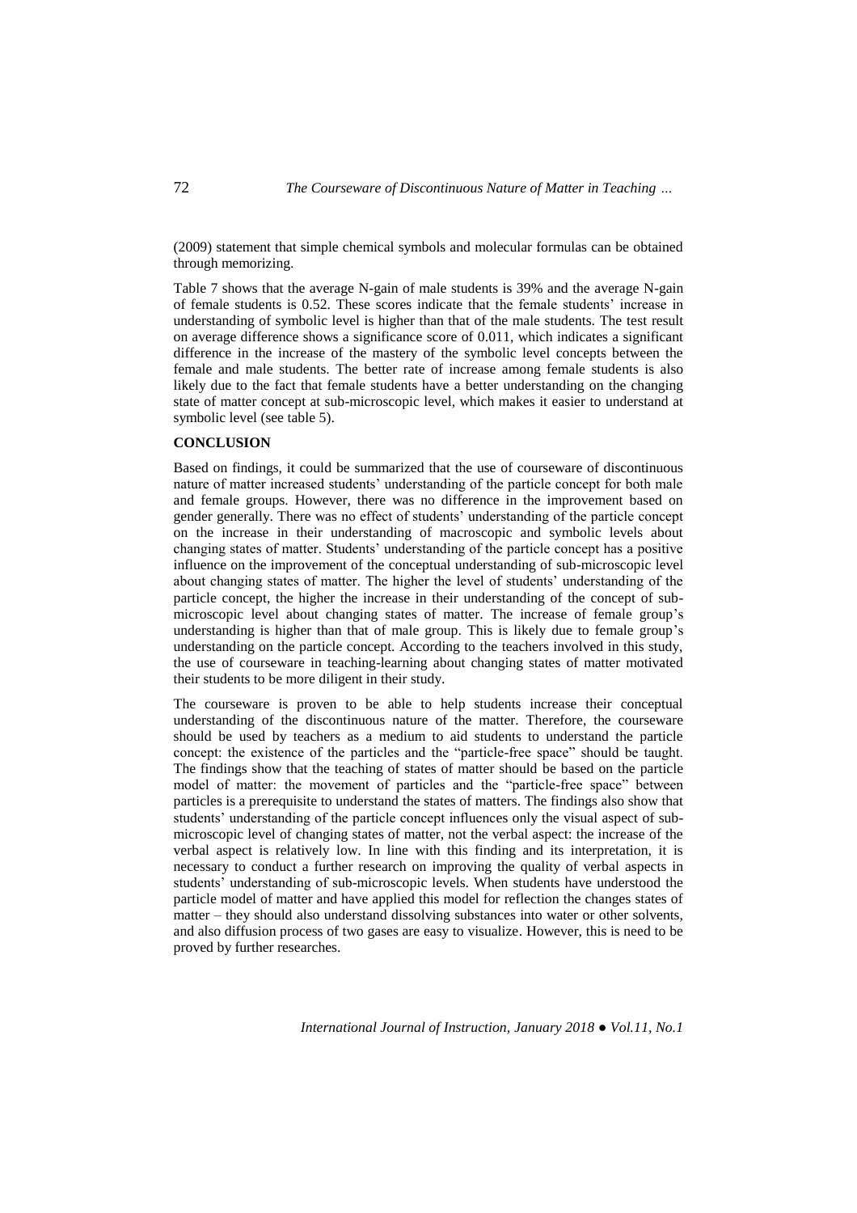(2009) statement that simple chemical symbols and molecular formulas can be obtained through memorizing.

Table 7 shows that the average N-gain of male students is 39% and the average N-gain of female students is 0.52. These scores indicate that the female students' increase in understanding of symbolic level is higher than that of the male students. The test result on average difference shows a significance score of 0.011, which indicates a significant difference in the increase of the mastery of the symbolic level concepts between the female and male students. The better rate of increase among female students is also likely due to the fact that female students have a better understanding on the changing state of matter concept at sub-microscopic level, which makes it easier to understand at symbolic level (see table 5).

## CONCLUSION

Based on findings, it could be summarized that the use of courseware of discontinuous nature of matter increased students' understanding of the particle concept for both male and female groups. However, there was no difference in the improvement based on gender generally. There was no effect of students' understanding of the particle concept on the increase in their understanding of macroscopic and symbolic levels about changing states of matter. Students' understanding of the particle concept has a positive influence on the improvement of the conceptual understanding of sub-microscopic level about changing states of matter. The higher the level of students' understanding of the particle concept, the higher the increase in their understanding of the concept of sub-microscopic level about changing states of matter. The increase of female group's understanding is higher than that of male group. This is likely due to female group's understanding on the particle concept. According to the teachers involved in this study, the use of courseware in teaching-learning about changing states of matter motivated their students to be more diligent in their study.

The courseware is proven to be able to help students increase their conceptual understanding of the discontinuous nature of the matter. Therefore, the courseware should be used by teachers as a medium to aid students to understand the particle concept: the existence of the particles and the "particle-free space" should be taught. The findings show that the teaching of states of matter should be based on the particle model of matter: the movement of particles and the "particle-free space" between particles is a prerequisite to understand the states of matters. The findings also show that students' understanding of the particle concept influences only the visual aspect of sub-microscopic level of changing states of matter, not the verbal aspect: the increase of the verbal aspect is relatively low. In line with this finding and its interpretation, it is necessary to conduct a further research on improving the quality of verbal aspects in students' understanding of sub-microscopic levels. When students have understood the particle model of matter and have applied this model for reflection the changes states of matter – they should also understand dissolving substances into water or other solvents, and also diffusion process of two gases are easy to visualize. However, this is need to be proved by further researches.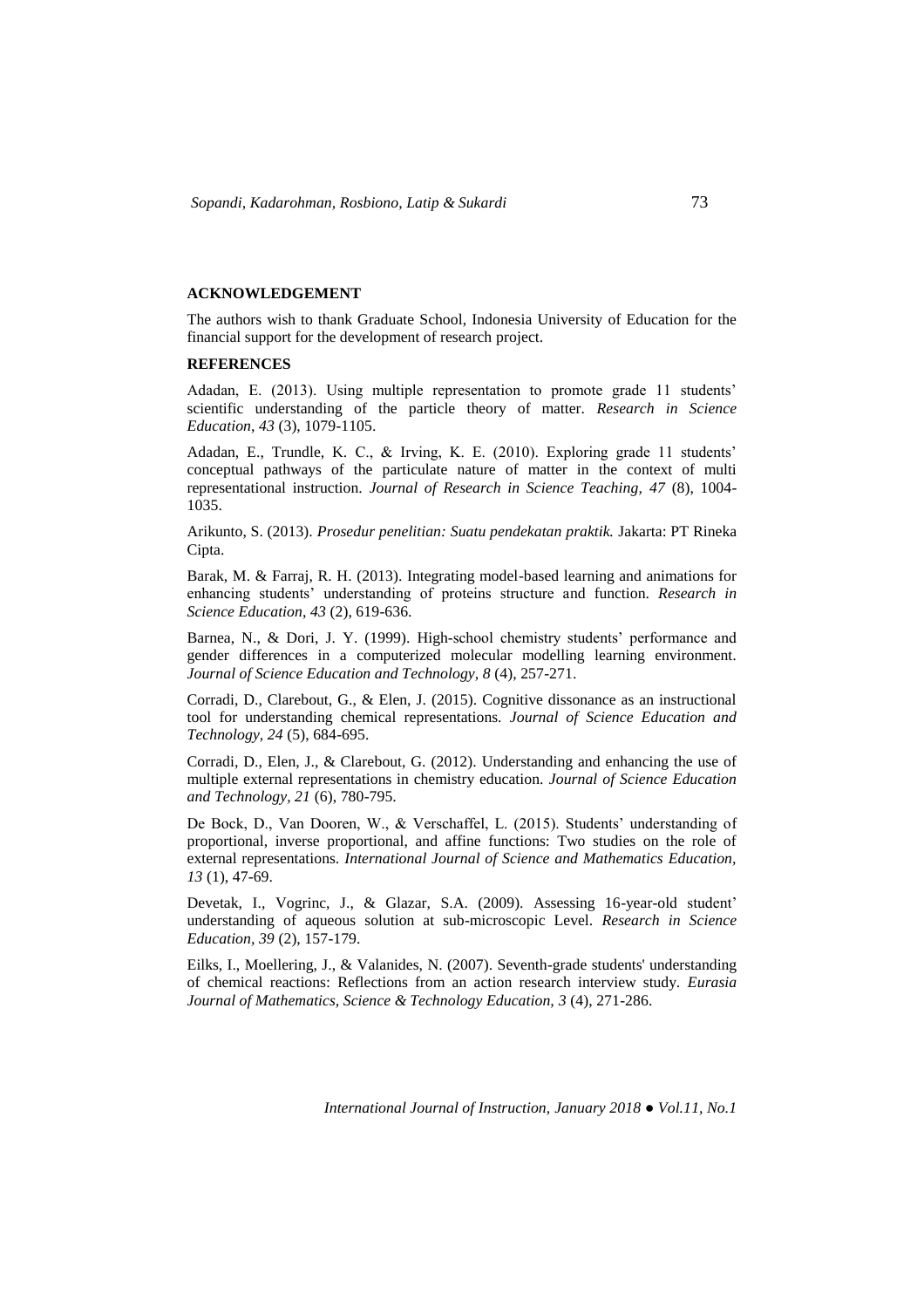## ACKNOWLEDGEMENT

The authors wish to thank Graduate School, Indonesia University of Education for the financial support for the development of research project.

## REFERENCES

Adadan, E. (2013). Using multiple representation to promote grade 11 students' scientific understanding of the particle theory of matter. *Research in Science Education*, *43* (3), 1079-1105.

Adadan, E., Trundle, K. C., & Irving, K. E. (2010). Exploring grade 11 students' conceptual pathways of the particulate nature of matter in the context of multi representational instruction. *Journal of Research in Science Teaching, 47* (8), 1004-1035.

Arikunto, S. (2013). *Prosedur penelitian: Suatu pendekatan praktik.* Jakarta: PT Rineka Cipta.

Barak, M. & Farraj, R. H. (2013). Integrating model-based learning and animations for enhancing students' understanding of proteins structure and function. *Research in Science Education*, *43* (2), 619-636.

Barnea, N., & Dori, J. Y. (1999). High-school chemistry students' performance and gender differences in a computerized molecular modelling learning environment. *Journal of Science Education and Technology, 8* (4), 257-271.

Corradi, D., Clarebout, G., & Elen, J. (2015). Cognitive dissonance as an instructional tool for understanding chemical representations. *Journal of Science Education and Technology, 24* (5), 684-695.

Corradi, D., Elen, J., & Clarebout, G. (2012). Understanding and enhancing the use of multiple external representations in chemistry education. *Journal of Science Education and Technology, 21* (6), 780-795.

De Bock, D., Van Dooren, W., & Verschaffel, L. (2015). Students' understanding of proportional, inverse proportional, and affine functions: Two studies on the role of external representations. *International Journal of Science and Mathematics Education, 13* (1), 47-69.

Devetak, I., Vogrinc, J., & Glazar, S.A. (2009). Assessing 16-year-old student' understanding of aqueous solution at sub-microscopic Level. *Research in Science Education, 39* (2), 157-179.

Eilks, I., Moellering, J., & Valanides, N. (2007). Seventh-grade students' understanding of chemical reactions: Reflections from an action research interview study. *Eurasia Journal of Mathematics, Science & Technology Education, 3* (4), 271-286.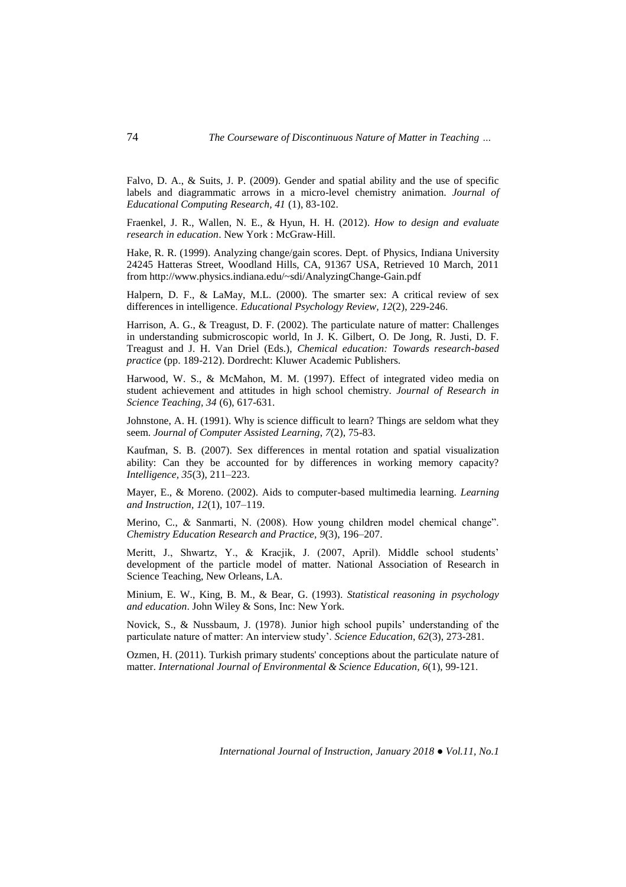Falvo, D. A., & Suits, J. P. (2009). Gender and spatial ability and the use of specific labels and diagrammatic arrows in a micro-level chemistry animation. *Journal of Educational Computing Research, 41* (1), 83-102.

Fraenkel, J. R., Wallen, N. E., & Hyun, H. H. (2012). *How to design and evaluate research in education*. New York : McGraw-Hill.

Hake, R. R. (1999). Analyzing change/gain scores. Dept. of Physics, Indiana University 24245 Hatteras Street, Woodland Hills, CA, 91367 USA, Retrieved 10 March, 2011 from http://www.physics.indiana.edu/~sdi/AnalyzingChange-Gain.pdf

Halpern, D. F., & LaMay, M.L. (2000). The smarter sex: A critical review of sex differences in intelligence. *Educational Psychology Review, 12*(2), 229-246.

Harrison, A. G., & Treagust, D. F. (2002). The particulate nature of matter: Challenges in understanding submicroscopic world, In J. K. Gilbert, O. De Jong, R. Justi, D. F. Treagust and J. H. Van Driel (Eds.), *Chemical education: Towards research-based practice* (pp. 189-212). Dordrecht: Kluwer Academic Publishers.

Harwood, W. S., & McMahon, M. M. (1997). Effect of integrated video media on student achievement and attitudes in high school chemistry. *Journal of Research in Science Teaching, 34* (6), 617-631.

Johnstone, A. H. (1991). Why is science difficult to learn? Things are seldom what they seem. *Journal of Computer Assisted Learning, 7*(2), 75-83.

Kaufman, S. B. (2007). Sex differences in mental rotation and spatial visualization ability: Can they be accounted for by differences in working memory capacity? *Intelligence, 35*(3), 211–223.

Mayer, E., & Moreno. (2002). Aids to computer-based multimedia learning. *Learning and Instruction, 12*(1), 107–119.

Merino, C., & Sanmarti, N. (2008). How young children model chemical change". *Chemistry Education Research and Practice, 9*(3), 196–207.

Meritt, J., Shwartz, Y., & Kracjik, J. (2007, April). Middle school students' development of the particle model of matter. National Association of Research in Science Teaching, New Orleans, LA.

Minium, E. W., King, B. M., & Bear, G. (1993). *Statistical reasoning in psychology and education*. John Wiley & Sons, Inc: New York.

Novick, S., & Nussbaum, J. (1978). Junior high school pupils' understanding of the particulate nature of matter: An interview study'. *Science Education, 62*(3), 273-281.

Ozmen, H. (2011). Turkish primary students' conceptions about the particulate nature of matter. *International Journal of Environmental & Science Education, 6*(1), 99-121.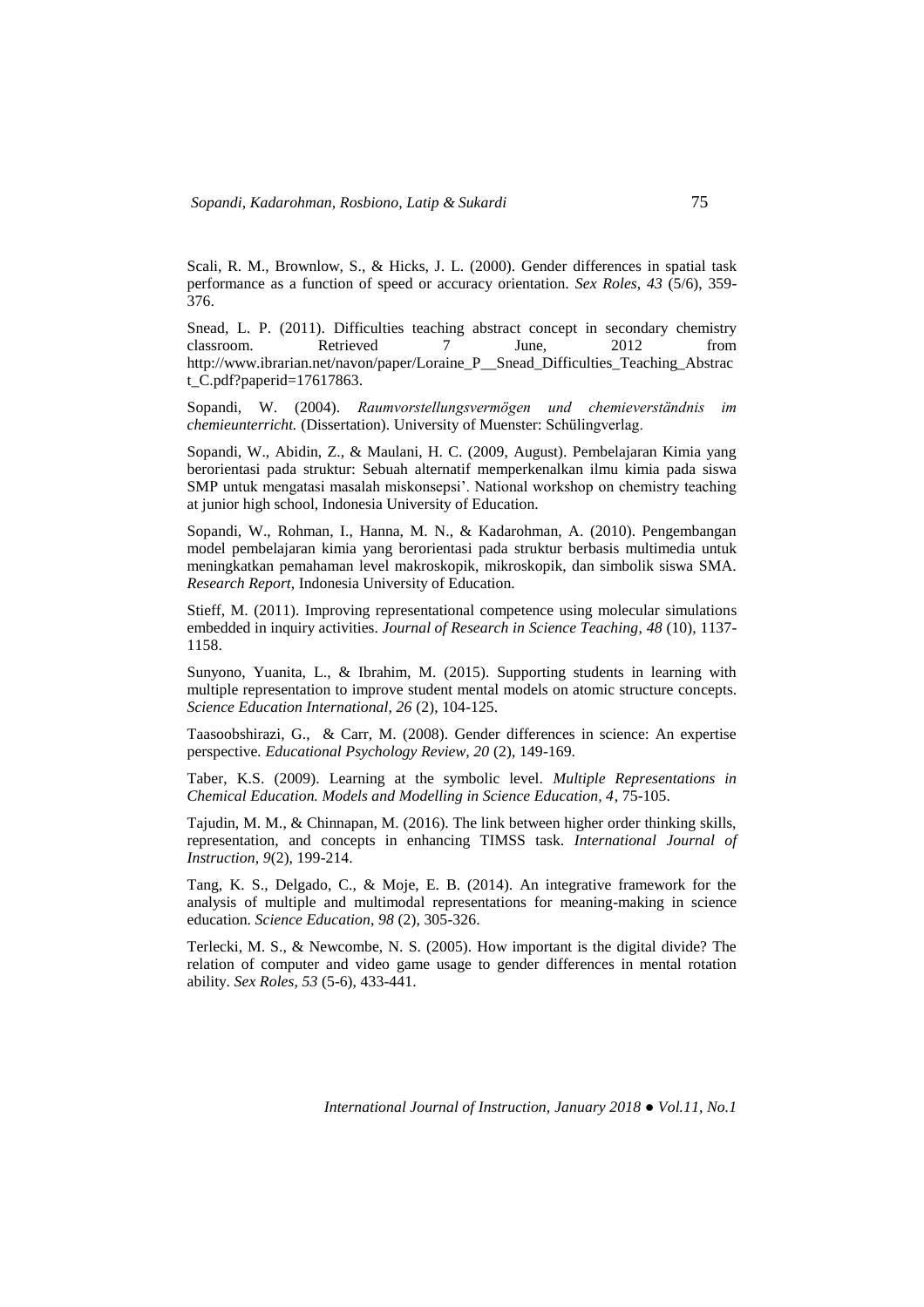Scali, R. M., Brownlow, S., & Hicks, J. L. (2000). Gender differences in spatial task performance as a function of speed or accuracy orientation. *Sex Roles*, *43* (5/6), 359-376.

Snead, L. P. (2011). Difficulties teaching abstract concept in secondary chemistry classroom. Retrieved 7 June, 2012 from http://www.ibrarian.net/navon/paper/Loraine_P__Snead_Difficulties_Teaching_Abstract_C.pdf?paperid=17617863.

Sopandi, W. (2004). *Raumvorstellungsvermögen und chemieverständnis im chemieunterricht.* (Dissertation). University of Muenster: Schülingverlag.

Sopandi, W., Abidin, Z., & Maulani, H. C. (2009, August). Pembelajaran Kimia yang berorientasi pada struktur: Sebuah alternatif memperkenalkan ilmu kimia pada siswa SMP untuk mengatasi masalah miskonsepsi'. National workshop on chemistry teaching at junior high school, Indonesia University of Education.

Sopandi, W., Rohman, I., Hanna, M. N., & Kadarohman, A. (2010). Pengembangan model pembelajaran kimia yang berorientasi pada struktur berbasis multimedia untuk meningkatkan pemahaman level makroskopik, mikroskopik, dan simbolik siswa SMA. *Research Report*, Indonesia University of Education.

Stieff, M. (2011). Improving representational competence using molecular simulations embedded in inquiry activities. *Journal of Research in Science Teaching*, *48* (10), 1137-1158.

Sunyono, Yuanita, L., & Ibrahim, M. (2015). Supporting students in learning with multiple representation to improve student mental models on atomic structure concepts. *Science Education International, 26* (2), 104-125.

Taasoobshirazi, G., & Carr, M. (2008). Gender differences in science: An expertise perspective. *Educational Psychology Review*, *20* (2), 149-169.

Taber, K.S. (2009). Learning at the symbolic level. *Multiple Representations in Chemical Education. Models and Modelling in Science Education*, *4*, 75-105.

Tajudin, M. M., & Chinnapan, M. (2016). The link between higher order thinking skills, representation, and concepts in enhancing TIMSS task. *International Journal of Instruction*, *9*(2), 199-214.

Tang, K. S., Delgado, C., & Moje, E. B. (2014). An integrative framework for the analysis of multiple and multimodal representations for meaning-making in science education. *Science Education*, *98* (2), 305-326.

Terlecki, M. S., & Newcombe, N. S. (2005). How important is the digital divide? The relation of computer and video game usage to gender differences in mental rotation ability. *Sex Roles*, *53* (5-6), 433-441.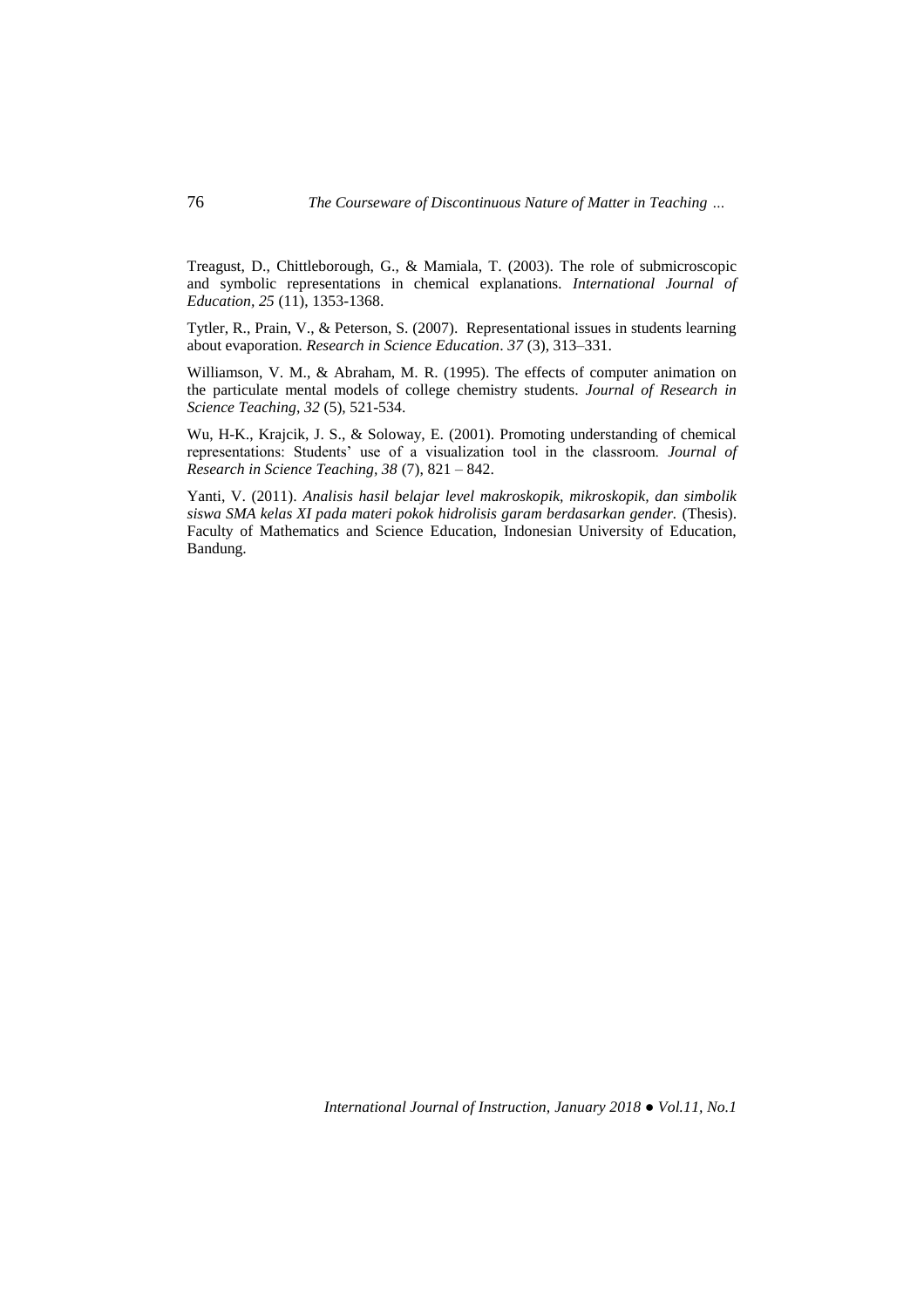Treagust, D., Chittleborough, G., & Mamiala, T. (2003). The role of submicroscopic and symbolic representations in chemical explanations. *International Journal of Education*, *25* (11), 1353-1368.

Tytler, R., Prain, V., & Peterson, S. (2007). Representational issues in students learning about evaporation. *Research in Science Education*. *37* (3), 313–331.

Williamson, V. M., & Abraham, M. R. (1995). The effects of computer animation on the particulate mental models of college chemistry students. *Journal of Research in Science Teaching*, *32* (5), 521-534.

Wu, H-K., Krajcik, J. S., & Soloway, E. (2001). Promoting understanding of chemical representations: Students' use of a visualization tool in the classroom. *Journal of Research in Science Teaching, 38* (7), 821 – 842.

Yanti, V. (2011). *Analisis hasil belajar level makroskopik, mikroskopik, dan simbolik siswa SMA kelas XI pada materi pokok hidrolisis garam berdasarkan gender.* (Thesis). Faculty of Mathematics and Science Education, Indonesian University of Education, Bandung.